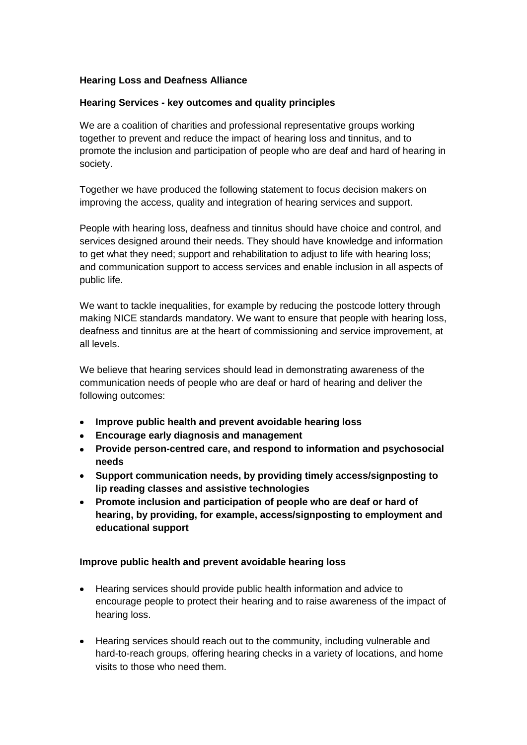**Hearing Loss and Deafness Alliance**

**Hearing Services - key outcomes and quality principles**

We are a coalition of charities and professional representative groups working together to prevent and reduce the impact of hearing loss and tinnitus, and to promote the inclusion and participation of people who are deaf and hard of hearing in society.

Together we have produced the following statement to focus decision makers on improving the access, quality and integration of hearing services and support.

People with hearing loss, deafness and tinnitus should have choice and control, and services designed around their needs. They should have knowledge and information to get what they need; support and rehabilitation to adjust to life with hearing loss; and communication support to access services and enable inclusion in all aspects of public life.

We want to tackle inequalities, for example by reducing the postcode lottery through making NICE standards mandatory. We want to ensure that people with hearing loss, deafness and tinnitus are at the heart of commissioning and service improvement, at all levels.

We believe that hearing services should lead in demonstrating awareness of the communication needs of people who are deaf or hard of hearing and deliver the following outcomes:

- **Improve public health and prevent avoidable hearing loss**
- **Encourage early diagnosis and management**
- **Provide person-centred care, and respond to information and psychosocial needs**
- **Support communication needs, by providing timely access/signposting to lip reading classes and assistive technologies**
- **Promote inclusion and participation of people who are deaf or hard of hearing, by providing, for example, access/signposting to employment and educational support**

**Improve public health and prevent avoidable hearing loss**

- Hearing services should provide public health information and advice to encourage people to protect their hearing and to raise awareness of the impact of hearing loss.

- Hearing services should reach out to the community, including vulnerable and hard-to-reach groups, offering hearing checks in a variety of locations, and home visits to those who need them.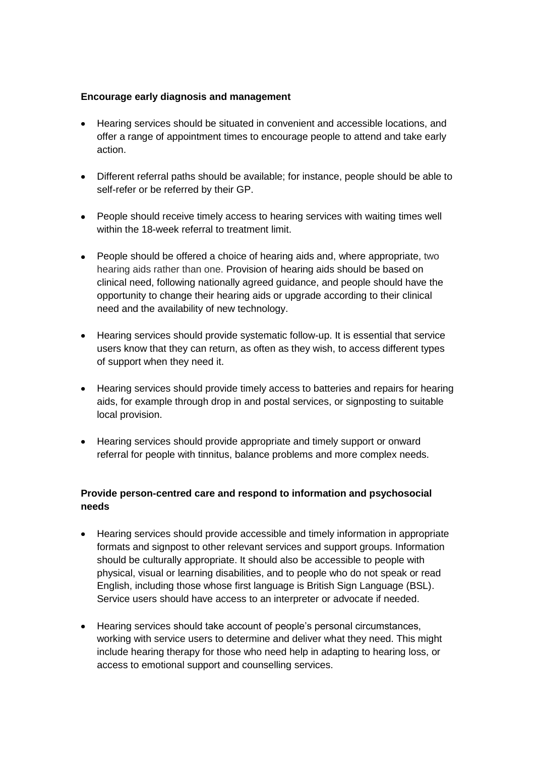**Encourage early diagnosis and management**

- Hearing services should be situated in convenient and accessible locations, and offer a range of appointment times to encourage people to attend and take early action.
- Different referral paths should be available; for instance, people should be able to self-refer or be referred by their GP.
- People should receive timely access to hearing services with waiting times well within the 18-week referral to treatment limit.
- People should be offered a choice of hearing aids and, where appropriate, two hearing aids rather than one. Provision of hearing aids should be based on clinical need, following nationally agreed guidance, and people should have the opportunity to change their hearing aids or upgrade according to their clinical need and the availability of new technology.
- Hearing services should provide systematic follow-up. It is essential that service users know that they can return, as often as they wish, to access different types of support when they need it.
- Hearing services should provide timely access to batteries and repairs for hearing aids, for example through drop in and postal services, or signposting to suitable local provision.
- Hearing services should provide appropriate and timely support or onward referral for people with tinnitus, balance problems and more complex needs.

**Provide person-centred care and respond to information and psychosocial needs**

- Hearing services should provide accessible and timely information in appropriate formats and signpost to other relevant services and support groups. Information should be culturally appropriate. It should also be accessible to people with physical, visual or learning disabilities, and to people who do not speak or read English, including those whose first language is British Sign Language (BSL). Service users should have access to an interpreter or advocate if needed.
- Hearing services should take account of people's personal circumstances, working with service users to determine and deliver what they need. This might include hearing therapy for those who need help in adapting to hearing loss, or access to emotional support and counselling services.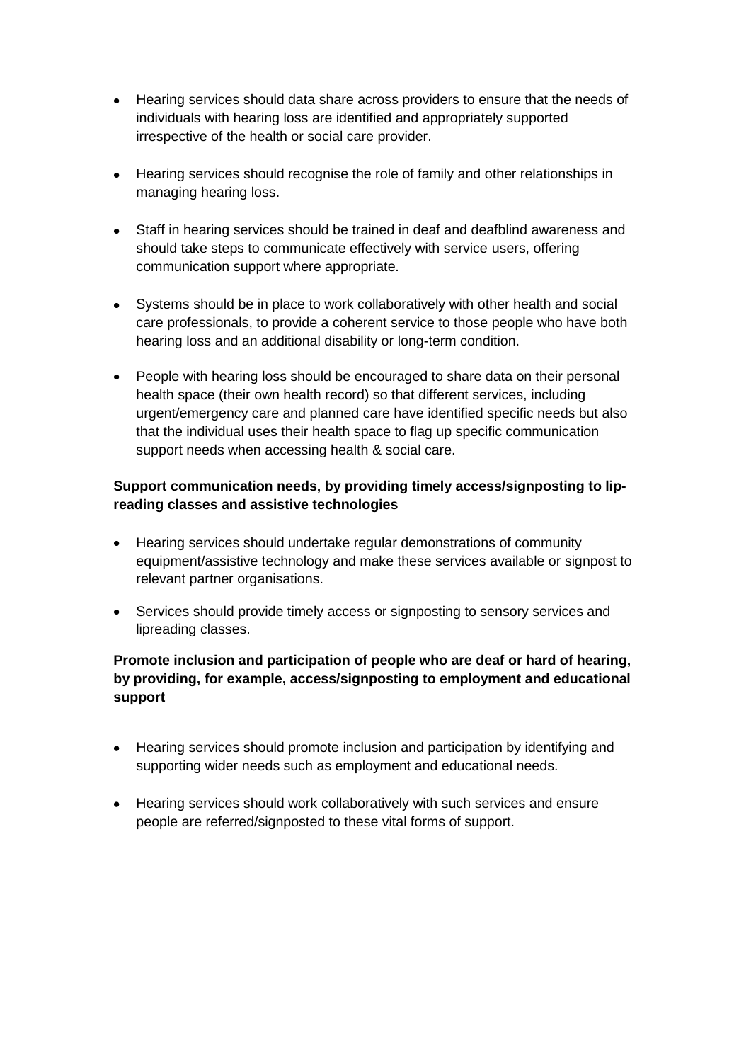- Hearing services should data share across providers to ensure that the needs of individuals with hearing loss are identified and appropriately supported irrespective of the health or social care provider.

- Hearing services should recognise the role of family and other relationships in managing hearing loss.

- Staff in hearing services should be trained in deaf and deafblind awareness and should take steps to communicate effectively with service users, offering communication support where appropriate.

- Systems should be in place to work collaboratively with other health and social care professionals, to provide a coherent service to those people who have both hearing loss and an additional disability or long-term condition.

- People with hearing loss should be encouraged to share data on their personal health space (their own health record) so that different services, including urgent/emergency care and planned care have identified specific needs but also that the individual uses their health space to flag up specific communication support needs when accessing health & social care.

**Support communication needs, by providing timely access/signposting to lip-reading classes and assistive technologies**

- Hearing services should undertake regular demonstrations of community equipment/assistive technology and make these services available or signpost to relevant partner organisations.

- Services should provide timely access or signposting to sensory services and lipreading classes.

**Promote inclusion and participation of people who are deaf or hard of hearing, by providing, for example, access/signposting to employment and educational support**

- Hearing services should promote inclusion and participation by identifying and supporting wider needs such as employment and educational needs.

- Hearing services should work collaboratively with such services and ensure people are referred/signposted to these vital forms of support.